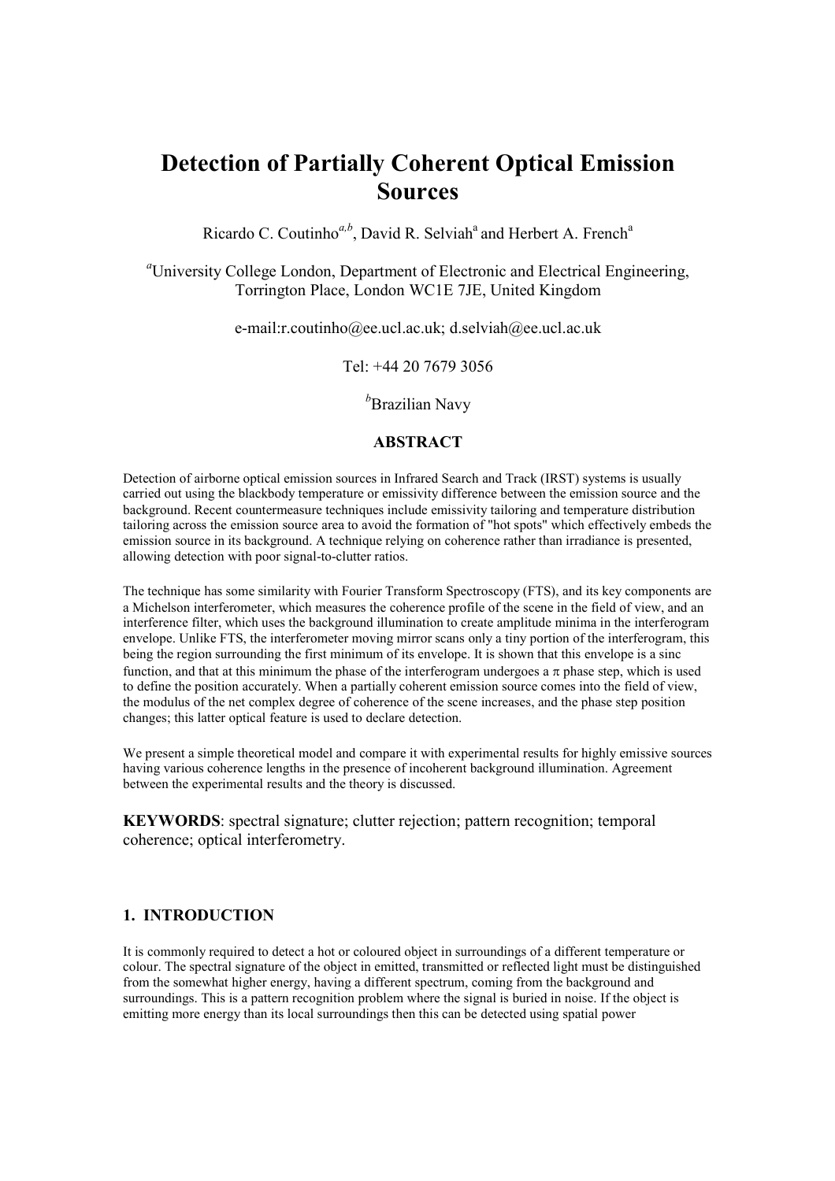# Detection of Partially Coherent Optical Emission Sources

Ricardo C. Coutinho[a,b], David R. Selviah[a] and Herbert A. French[a]

[a]University College London, Department of Electronic and Electrical Engineering, Torrington Place, London WC1E 7JE, United Kingdom

e-mail:r.coutinho@ee.ucl.ac.uk; d.selviah@ee.ucl.ac.uk

Tel: +44 20 7679 3056

[b]Brazilian Navy

## ABSTRACT

Detection of airborne optical emission sources in Infrared Search and Track (IRST) systems is usually carried out using the blackbody temperature or emissivity difference between the emission source and the background. Recent countermeasure techniques include emissivity tailoring and temperature distribution tailoring across the emission source area to avoid the formation of "hot spots" which effectively embeds the emission source in its background. A technique relying on coherence rather than irradiance is presented, allowing detection with poor signal-to-clutter ratios.

The technique has some similarity with Fourier Transform Spectroscopy (FTS), and its key components are a Michelson interferometer, which measures the coherence profile of the scene in the field of view, and an interference filter, which uses the background illumination to create amplitude minima in the interferogram envelope. Unlike FTS, the interferometer moving mirror scans only a tiny portion of the interferogram, this being the region surrounding the first minimum of its envelope. It is shown that this envelope is a sinc function, and that at this minimum the phase of the interferogram undergoes a $\pi$ phase step, which is used to define the position accurately. When a partially coherent emission source comes into the field of view, the modulus of the net complex degree of coherence of the scene increases, and the phase step position changes; this latter optical feature is used to declare detection.

We present a simple theoretical model and compare it with experimental results for highly emissive sources having various coherence lengths in the presence of incoherent background illumination. Agreement between the experimental results and the theory is discussed.

**KEYWORDS**: spectral signature; clutter rejection; pattern recognition; temporal coherence; optical interferometry.

## 1. INTRODUCTION

It is commonly required to detect a hot or coloured object in surroundings of a different temperature or colour. The spectral signature of the object in emitted, transmitted or reflected light must be distinguished from the somewhat higher energy, having a different spectrum, coming from the background and surroundings. This is a pattern recognition problem where the signal is buried in noise. If the object is emitting more energy than its local surroundings then this can be detected using spatial power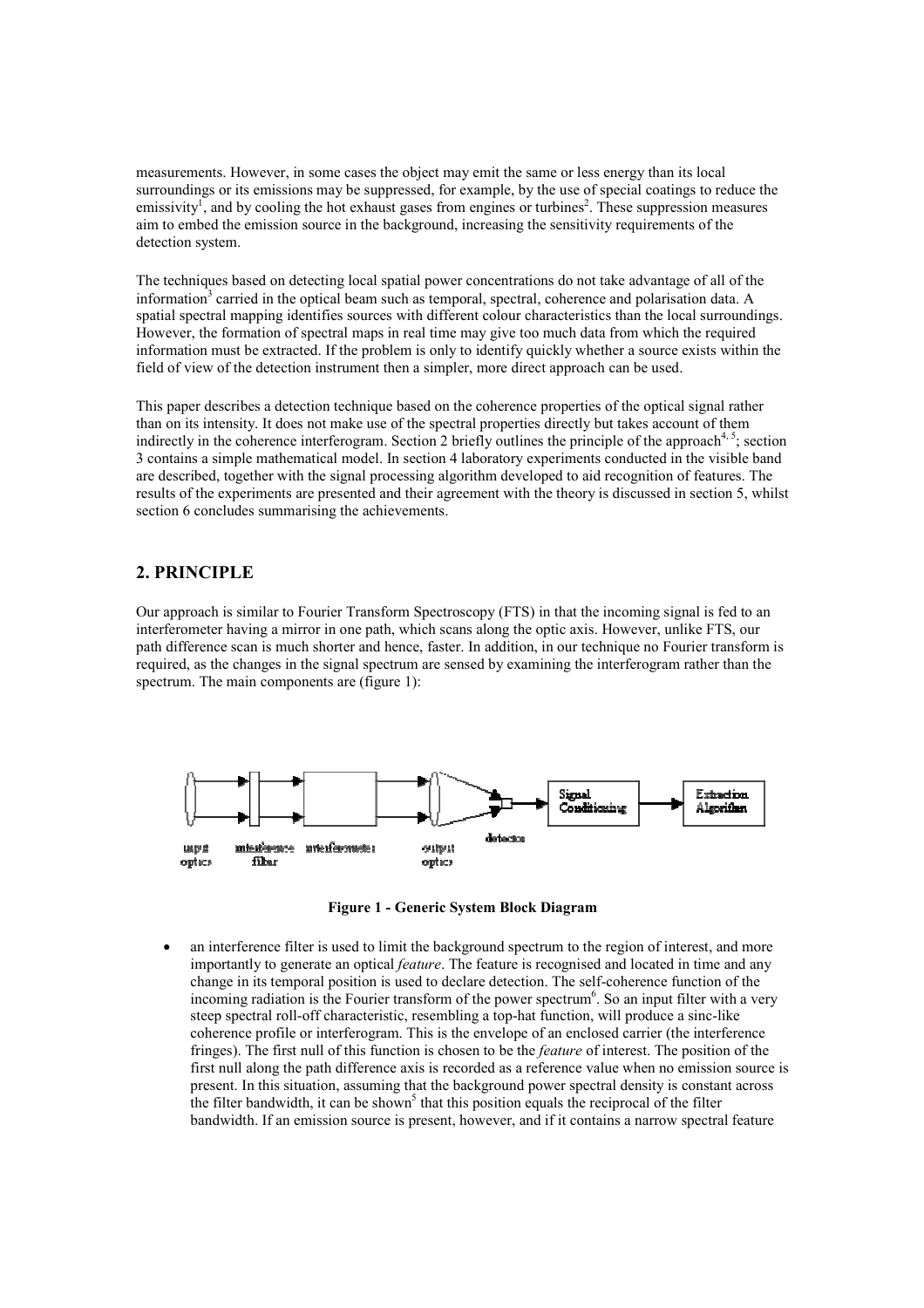measurements. However, in some cases the object may emit the same or less energy than its local surroundings or its emissions may be suppressed, for example, by the use of special coatings to reduce the emissivity[1], and by cooling the hot exhaust gases from engines or turbines[2]. These suppression measures aim to embed the emission source in the background, increasing the sensitivity requirements of the detection system.

The techniques based on detecting local spatial power concentrations do not take advantage of all of the information[3] carried in the optical beam such as temporal, spectral, coherence and polarisation data. A spatial spectral mapping identifies sources with different colour characteristics than the local surroundings. However, the formation of spectral maps in real time may give too much data from which the required information must be extracted. If the problem is only to identify quickly whether a source exists within the field of view of the detection instrument then a simpler, more direct approach can be used.

This paper describes a detection technique based on the coherence properties of the optical signal rather than on its intensity. It does not make use of the spectral properties directly but takes account of them indirectly in the coherence interferogram. Section 2 briefly outlines the principle of the approach[4, 5]; section 3 contains a simple mathematical model. In section 4 laboratory experiments conducted in the visible band are described, together with the signal processing algorithm developed to aid recognition of features. The results of the experiments are presented and their agreement with the theory is discussed in section 5, whilst section 6 concludes summarising the achievements.

## 2. PRINCIPLE

Our approach is similar to Fourier Transform Spectroscopy (FTS) in that the incoming signal is fed to an interferometer having a mirror in one path, which scans along the optic axis. However, unlike FTS, our path difference scan is much shorter and hence, faster. In addition, in our technique no Fourier transform is required, as the changes in the signal spectrum are sensed by examining the interferogram rather than the spectrum. The main components are (figure 1):

input optics → interference filter → interferometer → output optics → detector → Signal Conditioning → Extraction Algorithm

**Figure 1 - Generic System Block Diagram**

- an interference filter is used to limit the background spectrum to the region of interest, and more importantly to generate an optical *feature*. The feature is recognised and located in time and any change in its temporal position is used to declare detection. The self-coherence function of the incoming radiation is the Fourier transform of the power spectrum[6]. So an input filter with a very steep spectral roll-off characteristic, resembling a top-hat function, will produce a sinc-like coherence profile or interferogram. This is the envelope of an enclosed carrier (the interference fringes). The first null of this function is chosen to be the *feature* of interest. The position of the first null along the path difference axis is recorded as a reference value when no emission source is present. In this situation, assuming that the background power spectral density is constant across the filter bandwidth, it can be shown[5] that this position equals the reciprocal of the filter bandwidth. If an emission source is present, however, and if it contains a narrow spectral feature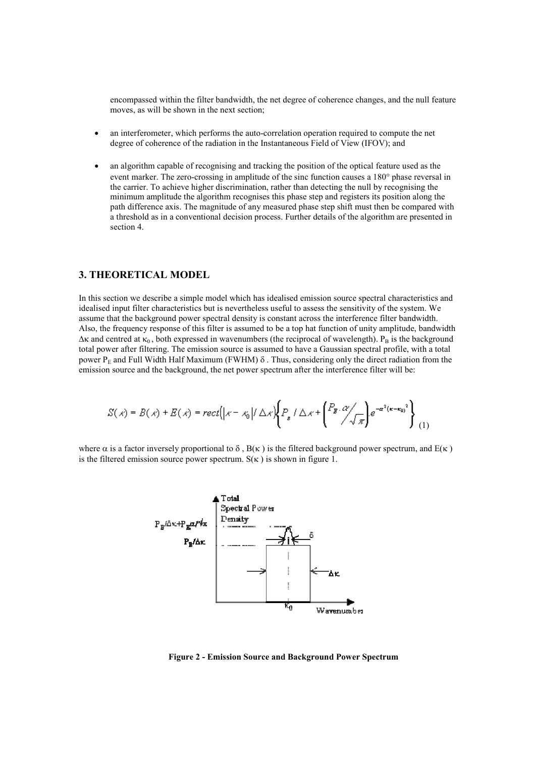encompassed within the filter bandwidth, the net degree of coherence changes, and the null feature moves, as will be shown in the next section;

- an interferometer, which performs the auto-correlation operation required to compute the net degree of coherence of the radiation in the Instantaneous Field of View (IFOV); and
- an algorithm capable of recognising and tracking the position of the optical feature used as the event marker. The zero-crossing in amplitude of the sinc function causes a 180° phase reversal in the carrier. To achieve higher discrimination, rather than detecting the null by recognising the minimum amplitude the algorithm recognises this phase step and registers its position along the path difference axis. The magnitude of any measured phase step shift must then be compared with a threshold as in a conventional decision process. Further details of the algorithm are presented in section 4.

## 3. THEORETICAL MODEL

In this section we describe a simple model which has idealised emission source spectral characteristics and idealised input filter characteristics but is nevertheless useful to assess the sensitivity of the system. We assume that the background power spectral density is constant across the interference filter bandwidth. Also, the frequency response of this filter is assumed to be a top hat function of unity amplitude, bandwidth $\Delta\kappa$ and centred at $\kappa_0$, both expressed in wavenumbers (the reciprocal of wavelength). $P_B$ is the background total power after filtering. The emission source is assumed to have a Gaussian spectral profile, with a total power $P_E$ and Full Width Half Maximum (FWHM) $\delta$. Thus, considering only the direct radiation from the emission source and the background, the net power spectrum after the interference filter will be:

$$S(\kappa) = B(\kappa) + E(\kappa) = rect\left(\left|\kappa - \kappa_0\right| / \Delta\kappa\right)\left\{P_B / \Delta\kappa + \left(P_E \cdot \alpha \big/ \sqrt{\pi}\right) e^{-\alpha^2(\kappa-\kappa_0)^2}\right\} \quad (1)$$

where $\alpha$ is a factor inversely proportional to $\delta$, $B(\kappa)$ is the filtered background power spectrum, and $E(\kappa)$ is the filtered emission source power spectrum. $S(\kappa)$ is shown in figure 1.

**Figure 2 - Emission Source and Background Power Spectrum**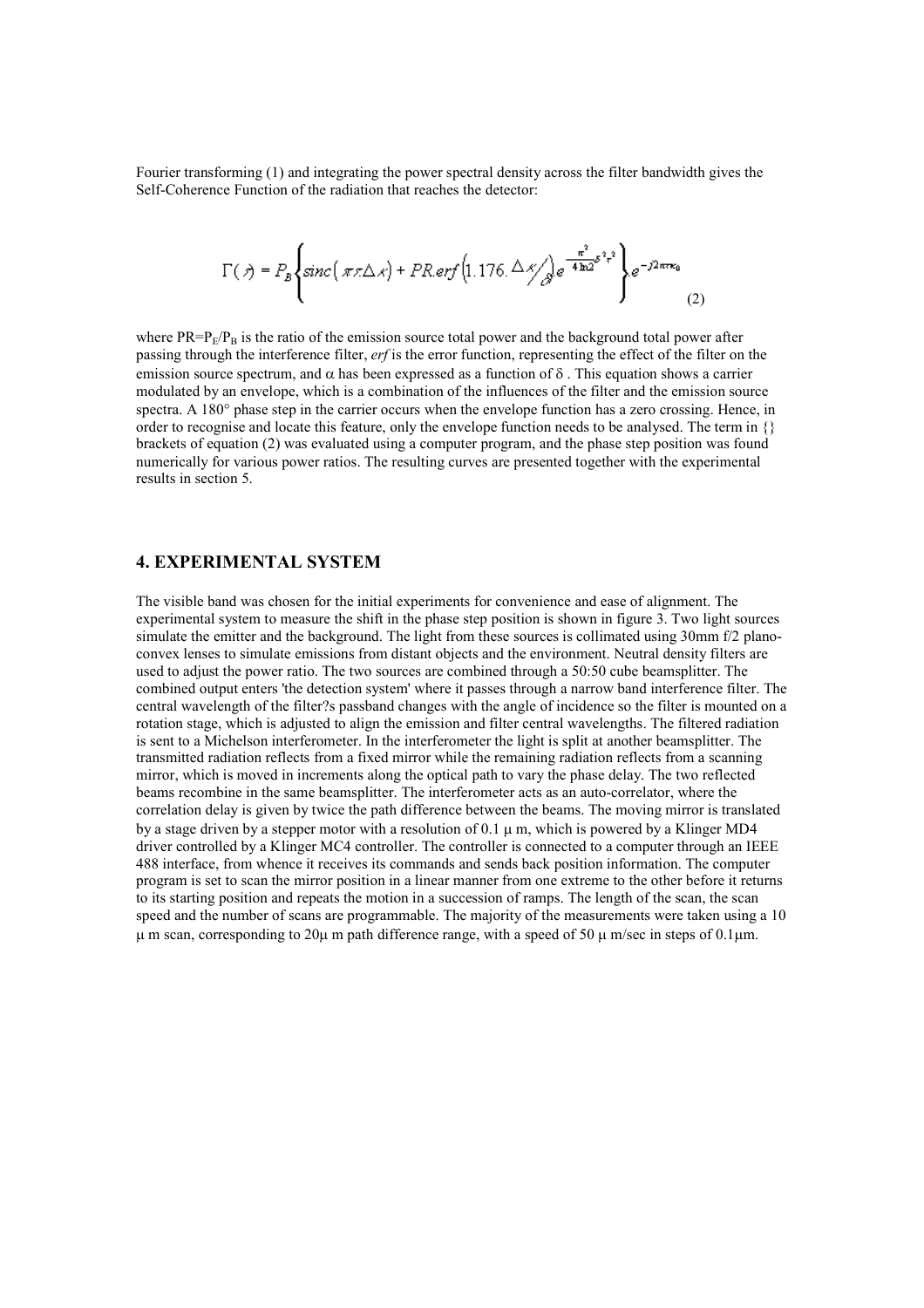Fourier transforming (1) and integrating the power spectral density across the filter bandwidth gives the Self-Coherence Function of the radiation that reaches the detector:

$$\Gamma(\tau) = P_B \left\{ sinc\left(\pi\tau\Delta\kappa\right) + PR.erf\left(1.176.\Delta\kappa/_{\delta}\right) e^{-\frac{\pi^2}{4\ln 2}\delta^2\tau^2} \right\} e^{-j2\pi\tau\kappa_0} \tag{2}$$

where $PR=P_E/P_B$ is the ratio of the emission source total power and the background total power after passing through the interference filter, *erf* is the error function, representing the effect of the filter on the emission source spectrum, and $\alpha$ has been expressed as a function of $\delta$ . This equation shows a carrier modulated by an envelope, which is a combination of the influences of the filter and the emission source spectra. A 180° phase step in the carrier occurs when the envelope function has a zero crossing. Hence, in order to recognise and locate this feature, only the envelope function needs to be analysed. The term in {} brackets of equation (2) was evaluated using a computer program, and the phase step position was found numerically for various power ratios. The resulting curves are presented together with the experimental results in section 5.

## 4. EXPERIMENTAL SYSTEM

The visible band was chosen for the initial experiments for convenience and ease of alignment. The experimental system to measure the shift in the phase step position is shown in figure 3. Two light sources simulate the emitter and the background. The light from these sources is collimated using 30mm f/2 plano-convex lenses to simulate emissions from distant objects and the environment. Neutral density filters are used to adjust the power ratio. The two sources are combined through a 50:50 cube beamsplitter. The combined output enters 'the detection system' where it passes through a narrow band interference filter. The central wavelength of the filter?s passband changes with the angle of incidence so the filter is mounted on a rotation stage, which is adjusted to align the emission and filter central wavelengths. The filtered radiation is sent to a Michelson interferometer. In the interferometer the light is split at another beamsplitter. The transmitted radiation reflects from a fixed mirror while the remaining radiation reflects from a scanning mirror, which is moved in increments along the optical path to vary the phase delay. The two reflected beams recombine in the same beamsplitter. The interferometer acts as an auto-correlator, where the correlation delay is given by twice the path difference between the beams. The moving mirror is translated by a stage driven by a stepper motor with a resolution of 0.1 μ m, which is powered by a Klinger MD4 driver controlled by a Klinger MC4 controller. The controller is connected to a computer through an IEEE 488 interface, from whence it receives its commands and sends back position information. The computer program is set to scan the mirror position in a linear manner from one extreme to the other before it returns to its starting position and repeats the motion in a succession of ramps. The length of the scan, the scan speed and the number of scans are programmable. The majority of the measurements were taken using a 10 μ m scan, corresponding to 20μ m path difference range, with a speed of 50 μ m/sec in steps of 0.1μm.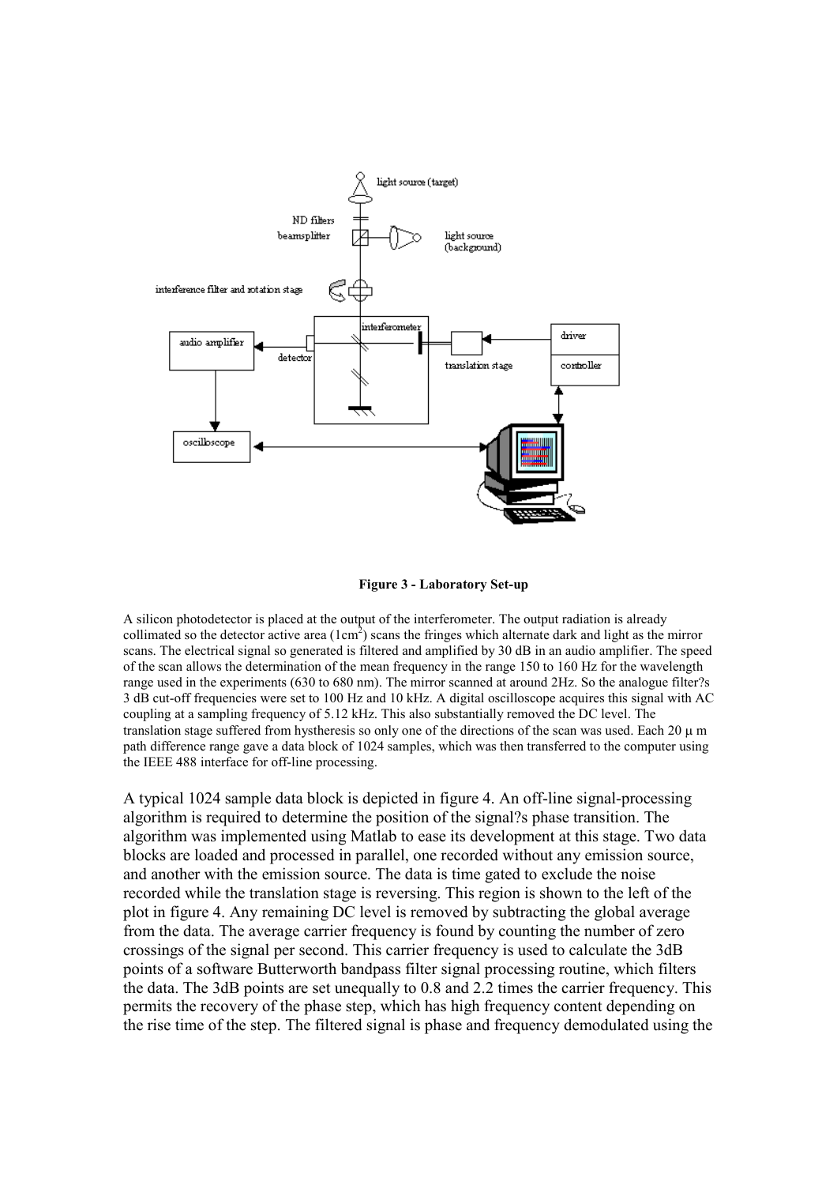**Figure 3 - Laboratory Set-up**

A silicon photodetector is placed at the output of the interferometer. The output radiation is already collimated so the detector active area ($1cm^2$) scans the fringes which alternate dark and light as the mirror scans. The electrical signal so generated is filtered and amplified by 30 dB in an audio amplifier. The speed of the scan allows the determination of the mean frequency in the range 150 to 160 Hz for the wavelength range used in the experiments (630 to 680 nm). The mirror scanned at around 2Hz. So the analogue filter?s 3 dB cut-off frequencies were set to 100 Hz and 10 kHz. A digital oscilloscope acquires this signal with AC coupling at a sampling frequency of 5.12 kHz. This also substantially removed the DC level. The translation stage suffered from hystheresis so only one of the directions of the scan was used. Each 20 μ m path difference range gave a data block of 1024 samples, which was then transferred to the computer using the IEEE 488 interface for off-line processing.

A typical 1024 sample data block is depicted in figure 4. An off-line signal-processing algorithm is required to determine the position of the signal?s phase transition. The algorithm was implemented using Matlab to ease its development at this stage. Two data blocks are loaded and processed in parallel, one recorded without any emission source, and another with the emission source. The data is time gated to exclude the noise recorded while the translation stage is reversing. This region is shown to the left of the plot in figure 4. Any remaining DC level is removed by subtracting the global average from the data. The average carrier frequency is found by counting the number of zero crossings of the signal per second. This carrier frequency is used to calculate the 3dB points of a software Butterworth bandpass filter signal processing routine, which filters the data. The 3dB points are set unequally to 0.8 and 2.2 times the carrier frequency. This permits the recovery of the phase step, which has high frequency content depending on the rise time of the step. The filtered signal is phase and frequency demodulated using the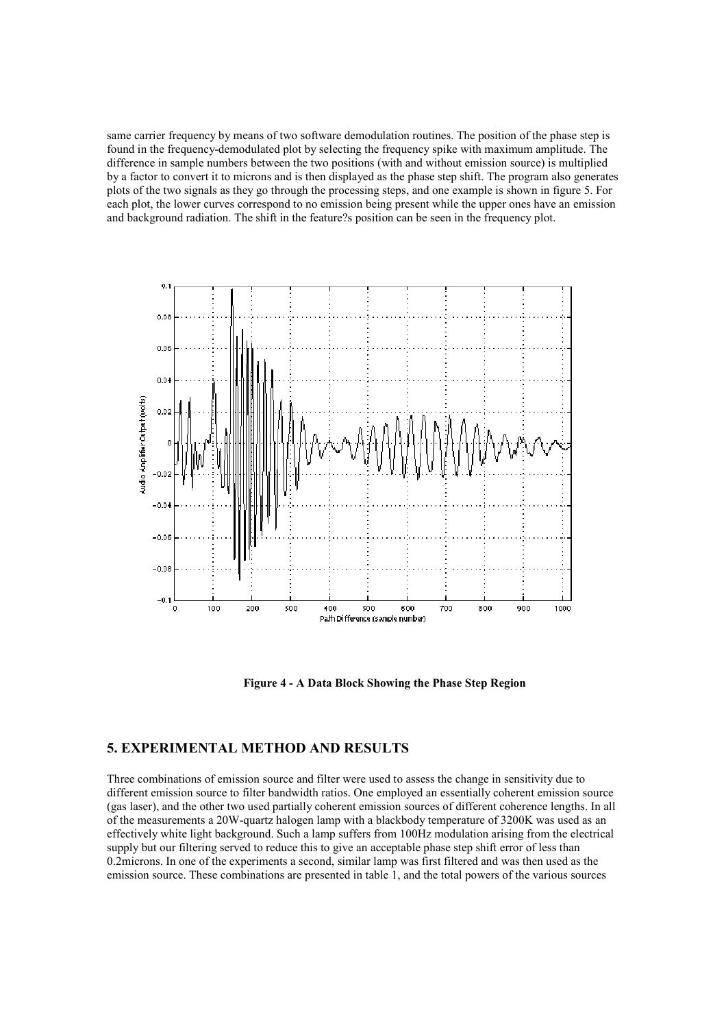same carrier frequency by means of two software demodulation routines. The position of the phase step is found in the frequency-demodulated plot by selecting the frequency spike with maximum amplitude. The difference in sample numbers between the two positions (with and without emission source) is multiplied by a factor to convert it to microns and is then displayed as the phase step shift. The program also generates plots of the two signals as they go through the processing steps, and one example is shown in figure 5. For each plot, the lower curves correspond to no emission being present while the upper ones have an emission and background radiation. The shift in the feature?s position can be seen in the frequency plot.

**Figure 4 - A Data Block Showing the Phase Step Region**

## 5. EXPERIMENTAL METHOD AND RESULTS

Three combinations of emission source and filter were used to assess the change in sensitivity due to different emission source to filter bandwidth ratios. One employed an essentially coherent emission source (gas laser), and the other two used partially coherent emission sources of different coherence lengths. In all of the measurements a 20W-quartz halogen lamp with a blackbody temperature of 3200K was used as an effectively white light background. Such a lamp suffers from 100Hz modulation arising from the electrical supply but our filtering served to reduce this to give an acceptable phase step shift error of less than 0.2microns. In one of the experiments a second, similar lamp was first filtered and was then used as the emission source. These combinations are presented in table 1, and the total powers of the various sources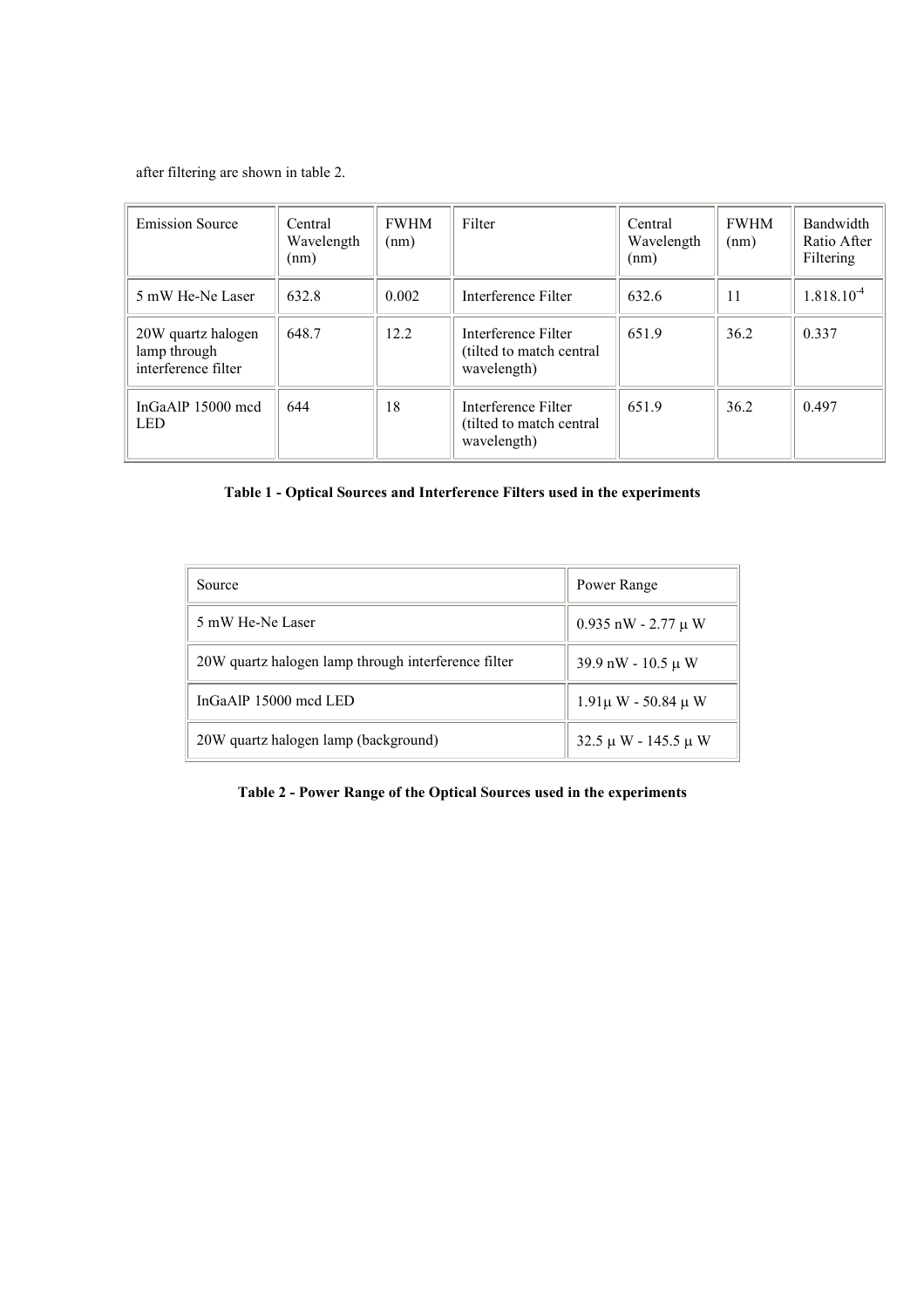after filtering are shown in table 2.

| Emission Source | Central Wavelength (nm) | FWHM (nm) | Filter | Central Wavelength (nm) | FWHM (nm) | Bandwidth Ratio After Filtering |
|---|---|---|---|---|---|---|
| 5 mW He-Ne Laser | 632.8 | 0.002 | Interference Filter | 632.6 | 11 | $1.818.10^{-4}$ |
| 20W quartz halogen lamp through interference filter | 648.7 | 12.2 | Interference Filter (tilted to match central wavelength) | 651.9 | 36.2 | 0.337 |
| InGaAlP 15000 mcd LED | 644 | 18 | Interference Filter (tilted to match central wavelength) | 651.9 | 36.2 | 0.497 |

**Table 1 - Optical Sources and Interference Filters used in the experiments**

| Source | Power Range |
|---|---|
| 5 mW He-Ne Laser | 0.935 nW - 2.77 μ W |
| 20W quartz halogen lamp through interference filter | 39.9 nW - 10.5 μ W |
| InGaAlP 15000 mcd LED | 1.91μ W - 50.84 μ W |
| 20W quartz halogen lamp (background) | 32.5 μ W - 145.5 μ W |

**Table 2 - Power Range of the Optical Sources used in the experiments**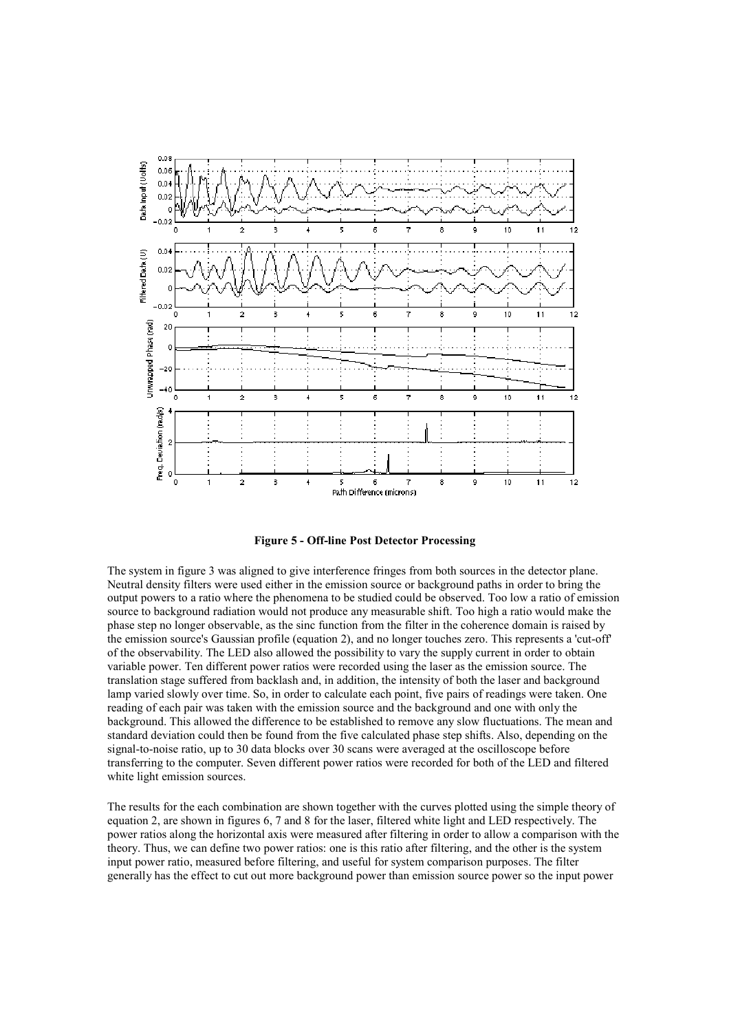Data Input (Volts)
0.08
0.06
0.04
0.02
0
−0.02
0 1 2 3 4 5 6 7 8 9 10 11 12

Filtered Data (V)
0.04
0.02
0
−0.02
0 1 2 3 4 5 6 7 8 9 10 11 12

Unwrapped Phase (rad)
20
0
−20
−40
0 1 2 3 4 5 6 7 8 9 10 11 12

Freq. Deviation (rad/s)
4
2
0
0 1 2 3 4 5 6 7 8 9 10 11 12
Path Difference (microns)

**Figure 5 - Off-line Post Detector Processing**

The system in figure 3 was aligned to give interference fringes from both sources in the detector plane. Neutral density filters were used either in the emission source or background paths in order to bring the output powers to a ratio where the phenomena to be studied could be observed. Too low a ratio of emission source to background radiation would not produce any measurable shift. Too high a ratio would make the phase step no longer observable, as the sinc function from the filter in the coherence domain is raised by the emission source's Gaussian profile (equation 2), and no longer touches zero. This represents a 'cut-off' of the observability. The LED also allowed the possibility to vary the supply current in order to obtain variable power. Ten different power ratios were recorded using the laser as the emission source. The translation stage suffered from backlash and, in addition, the intensity of both the laser and background lamp varied slowly over time. So, in order to calculate each point, five pairs of readings were taken. One reading of each pair was taken with the emission source and the background and one with only the background. This allowed the difference to be established to remove any slow fluctuations. The mean and standard deviation could then be found from the five calculated phase step shifts. Also, depending on the signal-to-noise ratio, up to 30 data blocks over 30 scans were averaged at the oscilloscope before transferring to the computer. Seven different power ratios were recorded for both of the LED and filtered white light emission sources.

The results for the each combination are shown together with the curves plotted using the simple theory of equation 2, are shown in figures 6, 7 and 8 for the laser, filtered white light and LED respectively. The power ratios along the horizontal axis were measured after filtering in order to allow a comparison with the theory. Thus, we can define two power ratios: one is this ratio after filtering, and the other is the system input power ratio, measured before filtering, and useful for system comparison purposes. The filter generally has the effect to cut out more background power than emission source power so the input power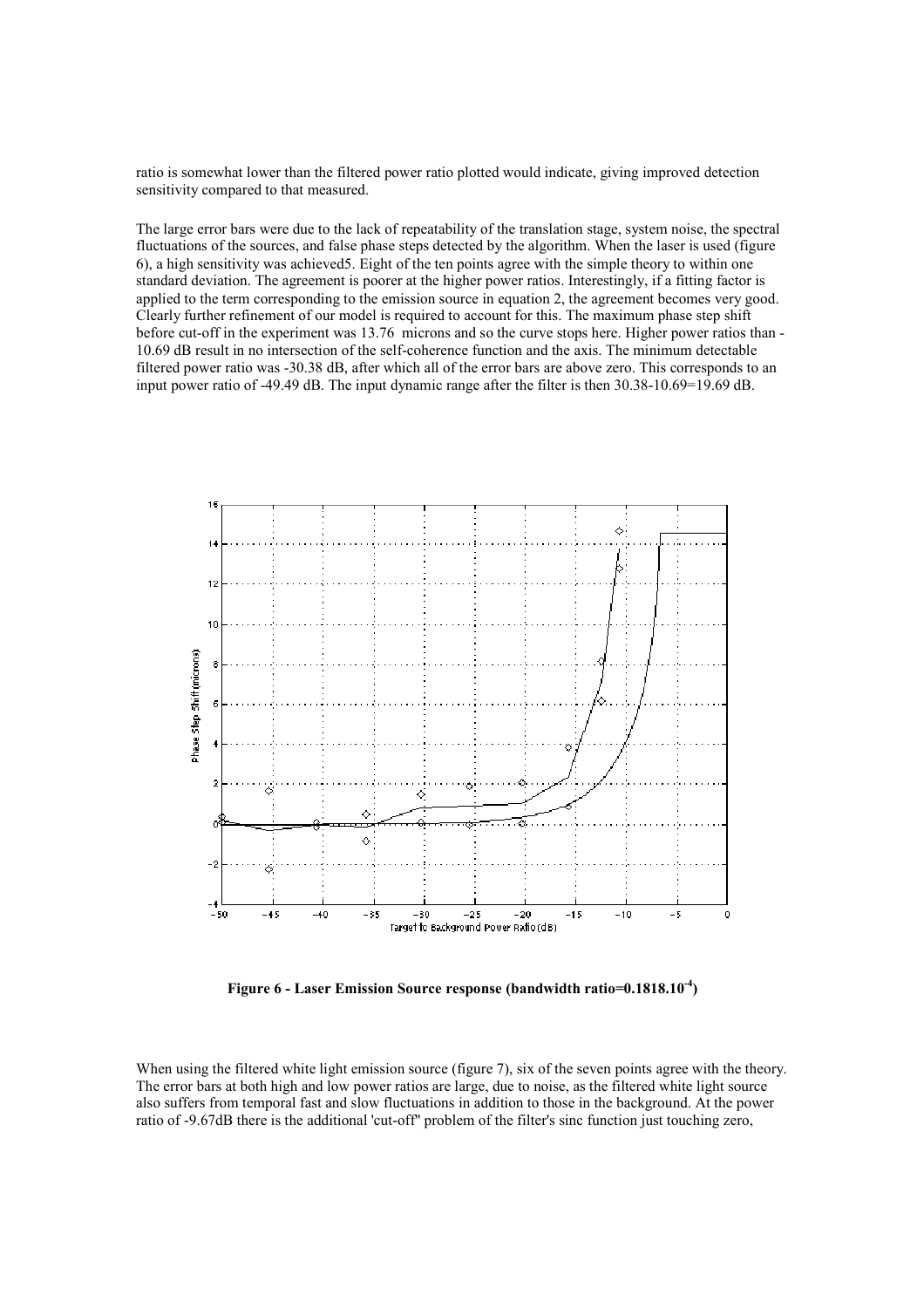ratio is somewhat lower than the filtered power ratio plotted would indicate, giving improved detection sensitivity compared to that measured.

The large error bars were due to the lack of repeatability of the translation stage, system noise, the spectral fluctuations of the sources, and false phase steps detected by the algorithm. When the laser is used (figure 6), a high sensitivity was achieved5. Eight of the ten points agree with the simple theory to within one standard deviation. The agreement is poorer at the higher power ratios. Interestingly, if a fitting factor is applied to the term corresponding to the emission source in equation 2, the agreement becomes very good. Clearly further refinement of our model is required to account for this. The maximum phase step shift before cut-off in the experiment was 13.76 microns and so the curve stops here. Higher power ratios than -10.69 dB result in no intersection of the self-coherence function and the axis. The minimum detectable filtered power ratio was -30.38 dB, after which all of the error bars are above zero. This corresponds to an input power ratio of -49.49 dB. The input dynamic range after the filter is then 30.38-10.69=19.69 dB.

**Figure 6 - Laser Emission Source response (bandwidth ratio=0.1818.10$^{-4}$)**

When using the filtered white light emission source (figure 7), six of the seven points agree with the theory. The error bars at both high and low power ratios are large, due to noise, as the filtered white light source also suffers from temporal fast and slow fluctuations in addition to those in the background. At the power ratio of -9.67dB there is the additional 'cut-off'' problem of the filter's sinc function just touching zero,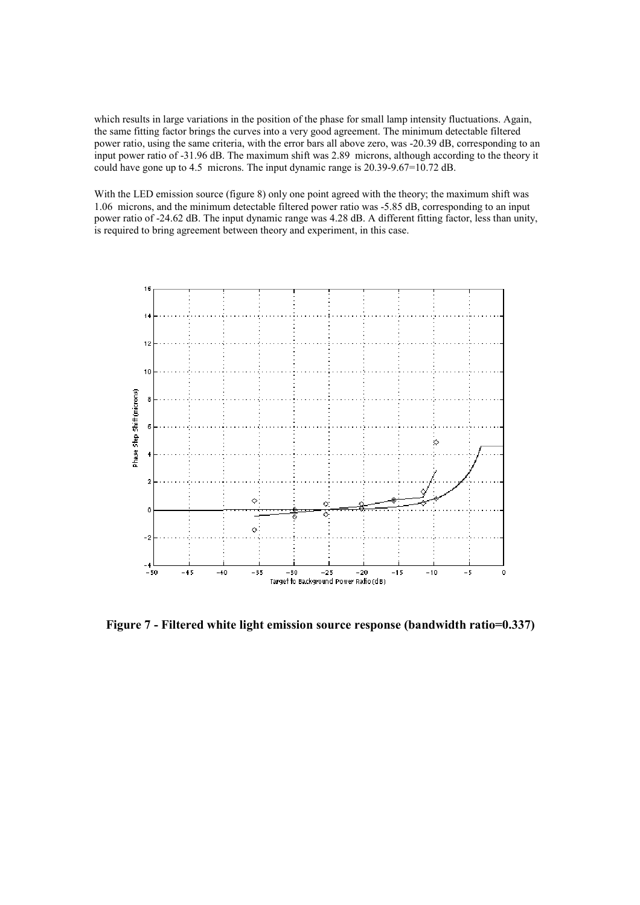which results in large variations in the position of the phase for small lamp intensity fluctuations. Again, the same fitting factor brings the curves into a very good agreement. The minimum detectable filtered power ratio, using the same criteria, with the error bars all above zero, was -20.39 dB, corresponding to an input power ratio of -31.96 dB. The maximum shift was 2.89 microns, although according to the theory it could have gone up to 4.5 microns. The input dynamic range is 20.39-9.67=10.72 dB.

With the LED emission source (figure 8) only one point agreed with the theory; the maximum shift was 1.06 microns, and the minimum detectable filtered power ratio was -5.85 dB, corresponding to an input power ratio of -24.62 dB. The input dynamic range was 4.28 dB. A different fitting factor, less than unity, is required to bring agreement between theory and experiment, in this case.

**Figure 7 - Filtered white light emission source response (bandwidth ratio=0.337)**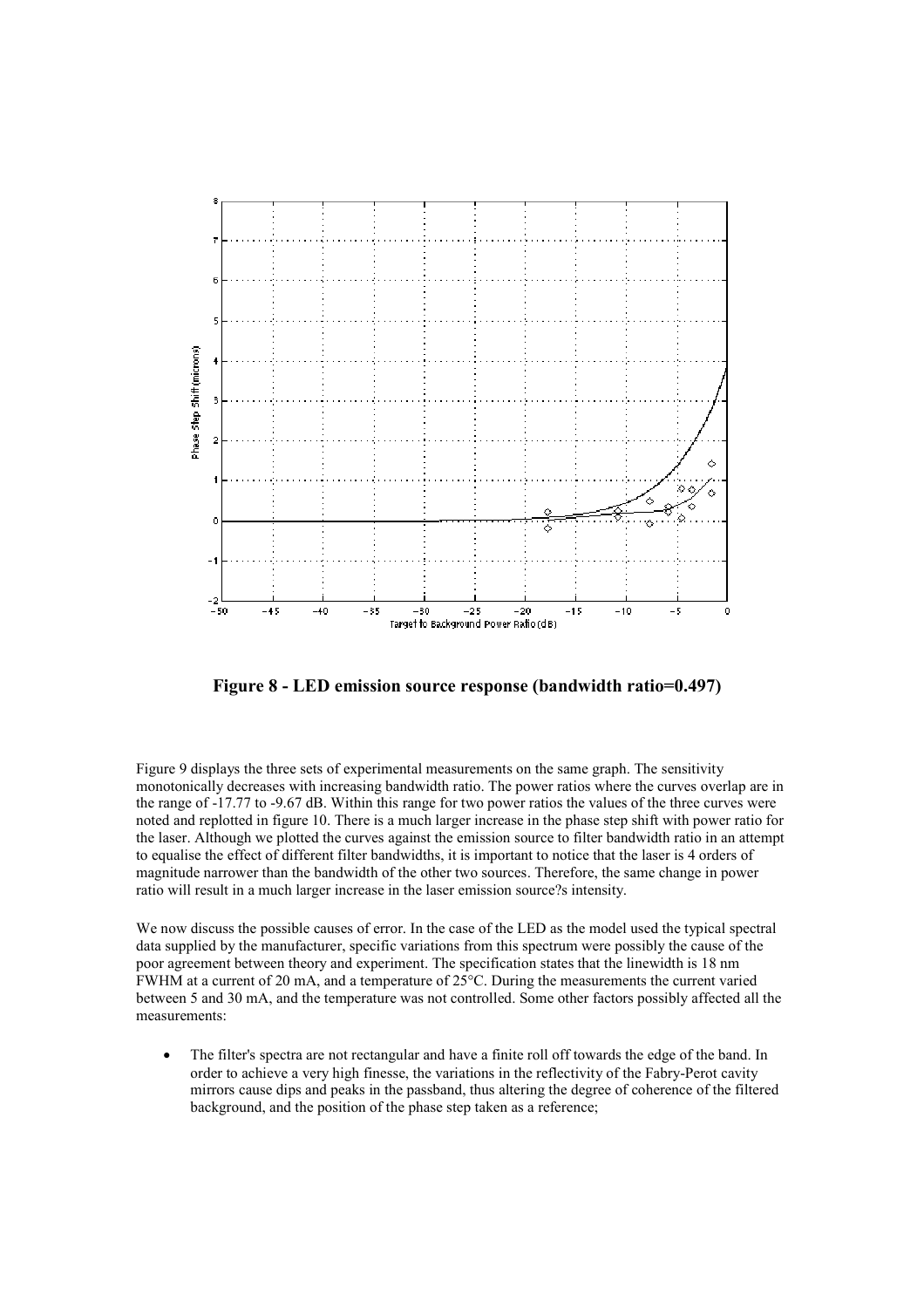**Figure 8 - LED emission source response (bandwidth ratio=0.497)**

Figure 9 displays the three sets of experimental measurements on the same graph. The sensitivity monotonically decreases with increasing bandwidth ratio. The power ratios where the curves overlap are in the range of -17.77 to -9.67 dB. Within this range for two power ratios the values of the three curves were noted and replotted in figure 10. There is a much larger increase in the phase step shift with power ratio for the laser. Although we plotted the curves against the emission source to filter bandwidth ratio in an attempt to equalise the effect of different filter bandwidths, it is important to notice that the laser is 4 orders of magnitude narrower than the bandwidth of the other two sources. Therefore, the same change in power ratio will result in a much larger increase in the laser emission source?s intensity.

We now discuss the possible causes of error. In the case of the LED as the model used the typical spectral data supplied by the manufacturer, specific variations from this spectrum were possibly the cause of the poor agreement between theory and experiment. The specification states that the linewidth is 18 nm FWHM at a current of 20 mA, and a temperature of 25°C. During the measurements the current varied between 5 and 30 mA, and the temperature was not controlled. Some other factors possibly affected all the measurements:

- The filter's spectra are not rectangular and have a finite roll off towards the edge of the band. In order to achieve a very high finesse, the variations in the reflectivity of the Fabry-Perot cavity mirrors cause dips and peaks in the passband, thus altering the degree of coherence of the filtered background, and the position of the phase step taken as a reference;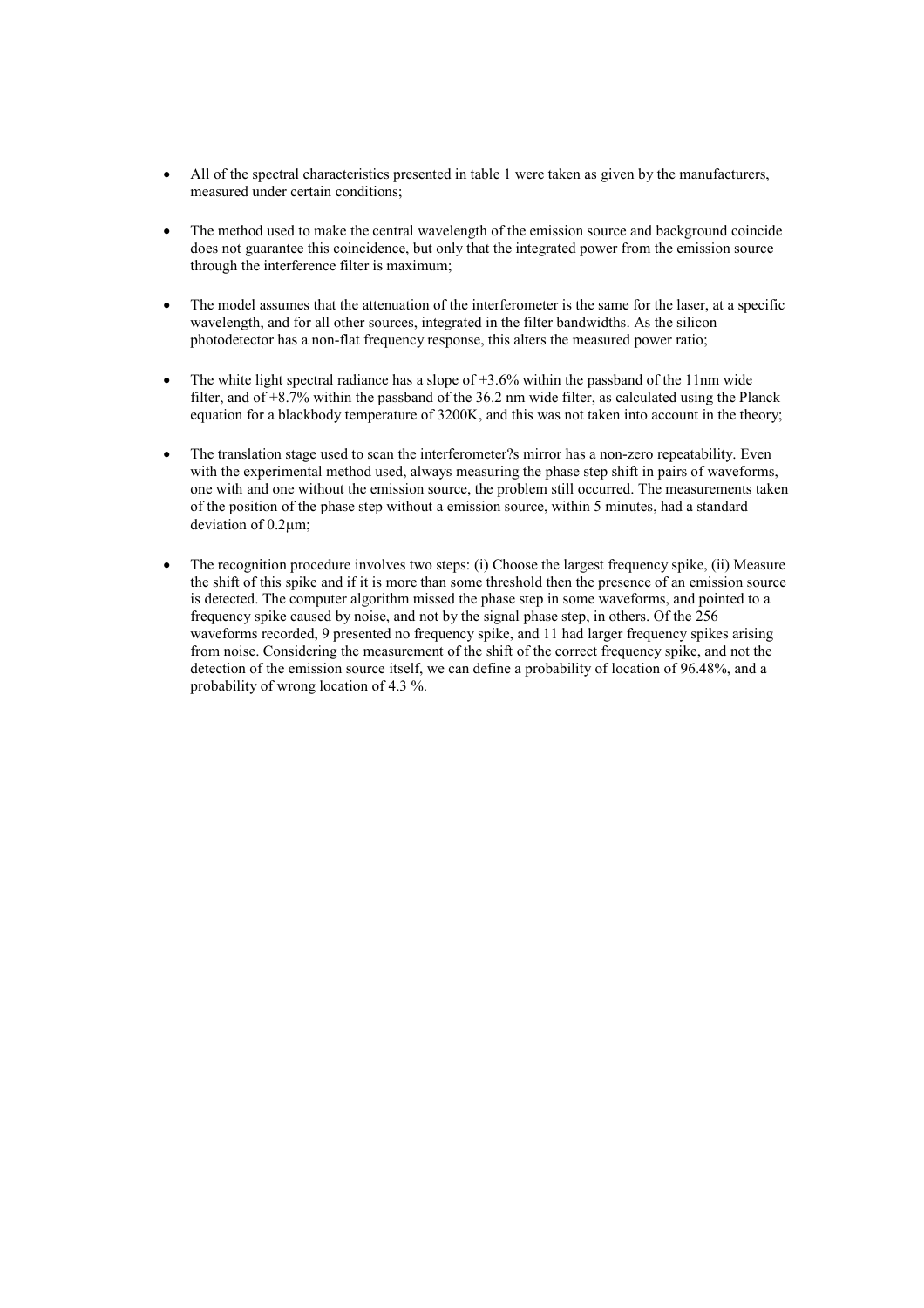- All of the spectral characteristics presented in table 1 were taken as given by the manufacturers, measured under certain conditions;

- The method used to make the central wavelength of the emission source and background coincide does not guarantee this coincidence, but only that the integrated power from the emission source through the interference filter is maximum;

- The model assumes that the attenuation of the interferometer is the same for the laser, at a specific wavelength, and for all other sources, integrated in the filter bandwidths. As the silicon photodetector has a non-flat frequency response, this alters the measured power ratio;

- The white light spectral radiance has a slope of +3.6% within the passband of the 11nm wide filter, and of +8.7% within the passband of the 36.2 nm wide filter, as calculated using the Planck equation for a blackbody temperature of 3200K, and this was not taken into account in the theory;

- The translation stage used to scan the interferometer?s mirror has a non-zero repeatability. Even with the experimental method used, always measuring the phase step shift in pairs of waveforms, one with and one without the emission source, the problem still occurred. The measurements taken of the position of the phase step without a emission source, within 5 minutes, had a standard deviation of 0.2μm;

- The recognition procedure involves two steps: (i) Choose the largest frequency spike, (ii) Measure the shift of this spike and if it is more than some threshold then the presence of an emission source is detected. The computer algorithm missed the phase step in some waveforms, and pointed to a frequency spike caused by noise, and not by the signal phase step, in others. Of the 256 waveforms recorded, 9 presented no frequency spike, and 11 had larger frequency spikes arising from noise. Considering the measurement of the shift of the correct frequency spike, and not the detection of the emission source itself, we can define a probability of location of 96.48%, and a probability of wrong location of 4.3 %.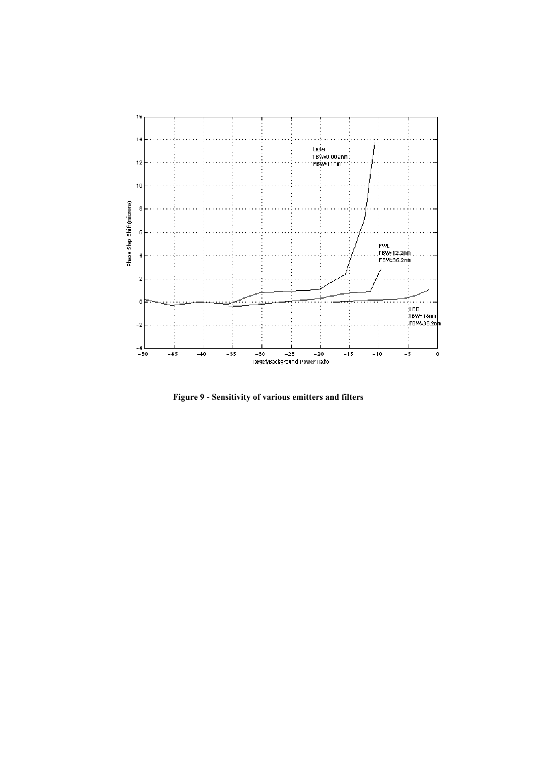**Figure 9 - Sensitivity of various emitters and filters**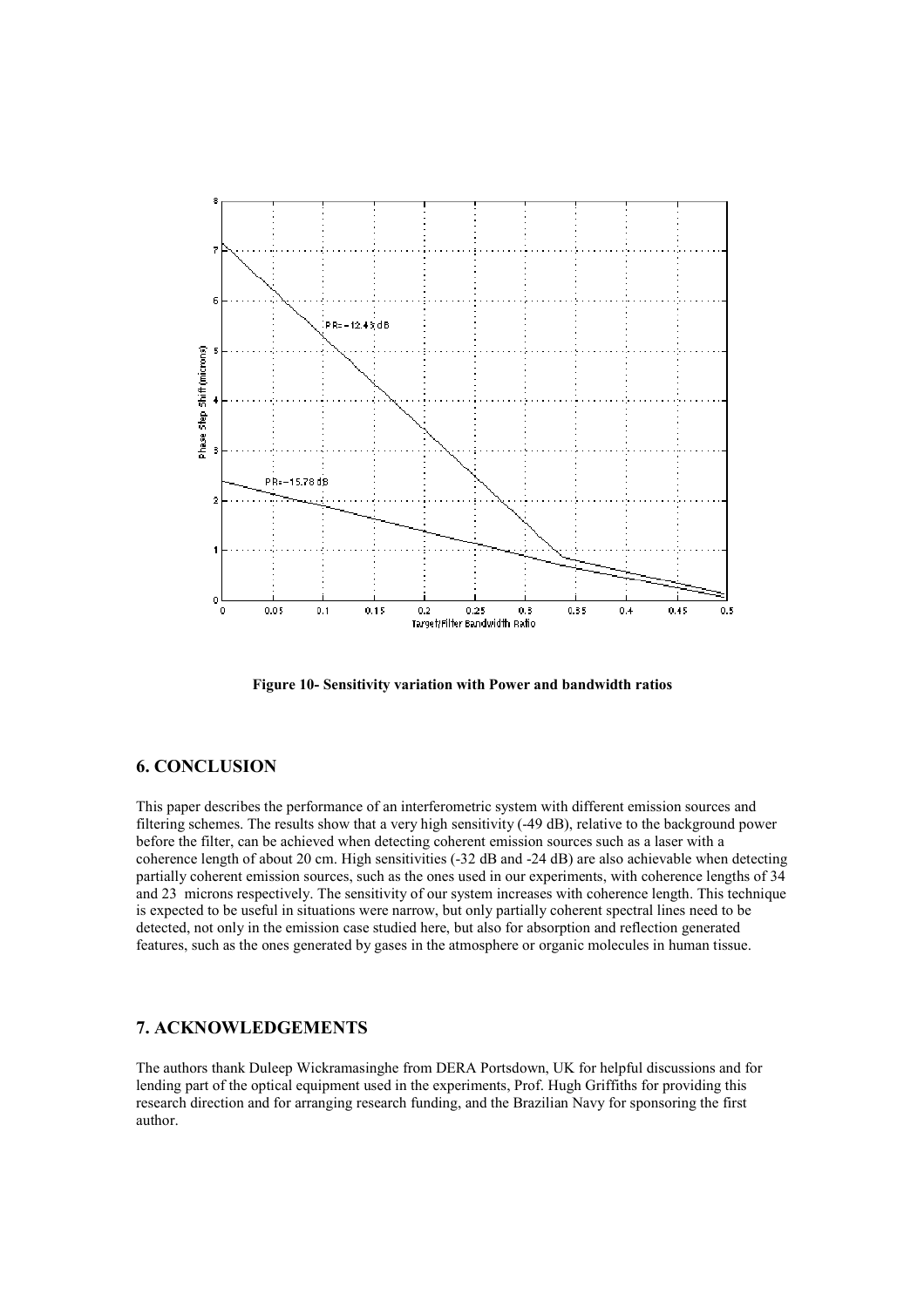**Figure 10- Sensitivity variation with Power and bandwidth ratios**

## 6. CONCLUSION

This paper describes the performance of an interferometric system with different emission sources and filtering schemes. The results show that a very high sensitivity (-49 dB), relative to the background power before the filter, can be achieved when detecting coherent emission sources such as a laser with a coherence length of about 20 cm. High sensitivities (-32 dB and -24 dB) are also achievable when detecting partially coherent emission sources, such as the ones used in our experiments, with coherence lengths of 34 and 23 microns respectively. The sensitivity of our system increases with coherence length. This technique is expected to be useful in situations were narrow, but only partially coherent spectral lines need to be detected, not only in the emission case studied here, but also for absorption and reflection generated features, such as the ones generated by gases in the atmosphere or organic molecules in human tissue.

## 7. ACKNOWLEDGEMENTS

The authors thank Duleep Wickramasinghe from DERA Portsdown, UK for helpful discussions and for lending part of the optical equipment used in the experiments, Prof. Hugh Griffiths for providing this research direction and for arranging research funding, and the Brazilian Navy for sponsoring the first author.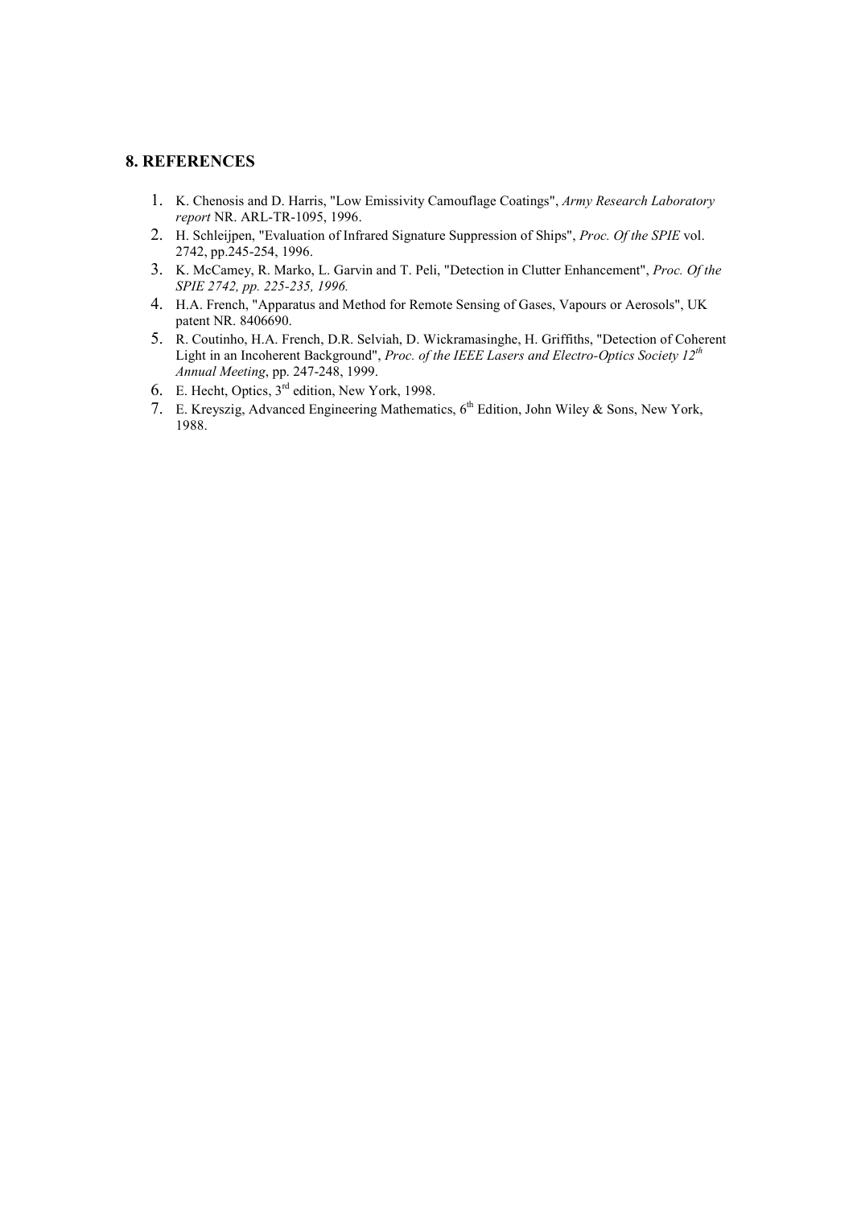## 8. REFERENCES

1. K. Chenosis and D. Harris, "Low Emissivity Camouflage Coatings", *Army Research Laboratory report* NR. ARL-TR-1095, 1996.
2. H. Schleijpen, "Evaluation of Infrared Signature Suppression of Ships", *Proc. Of the SPIE* vol. 2742, pp.245-254, 1996.
3. K. McCamey, R. Marko, L. Garvin and T. Peli, "Detection in Clutter Enhancement", *Proc. Of the SPIE 2742, pp. 225-235, 1996.*
4. H.A. French, "Apparatus and Method for Remote Sensing of Gases, Vapours or Aerosols", UK patent NR. 8406690.
5. R. Coutinho, H.A. French, D.R. Selviah, D. Wickramasinghe, H. Griffiths, "Detection of Coherent Light in an Incoherent Background", *Proc. of the IEEE Lasers and Electro-Optics Society 12th Annual Meeting*, pp. 247-248, 1999.
6. E. Hecht, Optics, 3rd edition, New York, 1998.
7. E. Kreyszig, Advanced Engineering Mathematics, 6th Edition, John Wiley & Sons, New York, 1988.